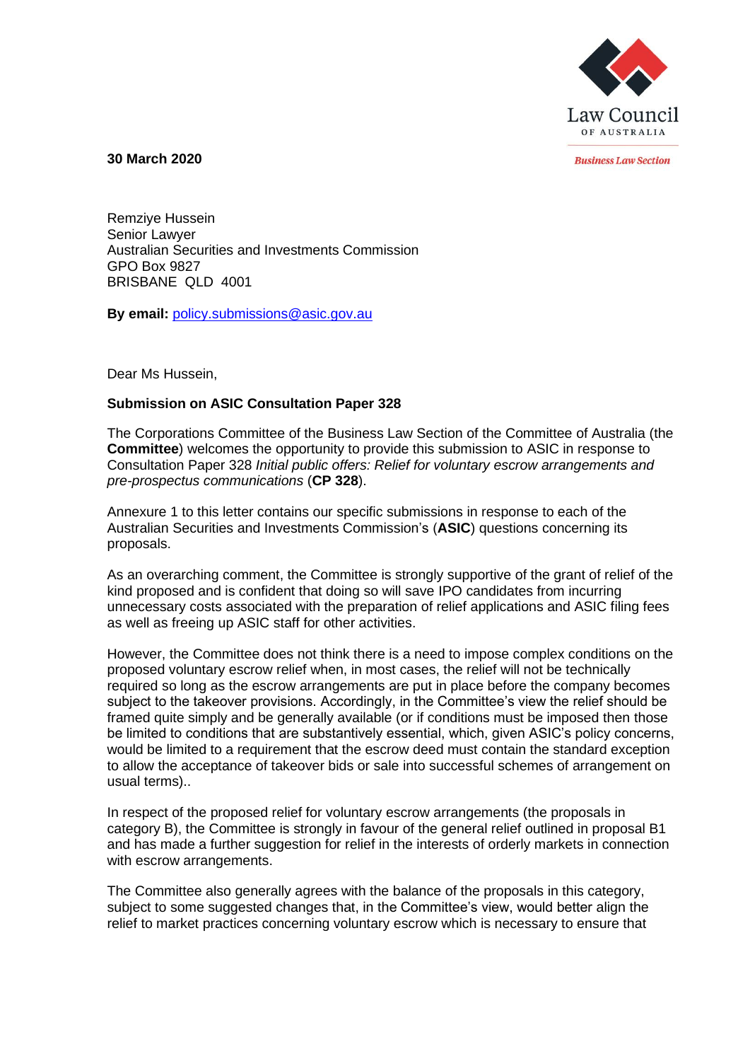Law Council OF AUSTRALIA

*Business Law Section*

**30 March 2020**

Remziye Hussein
Senior Lawyer
Australian Securities and Investments Commission
GPO Box 9827
BRISBANE QLD 4001

**By email:** policy.submissions@asic.gov.au

Dear Ms Hussein,

**Submission on ASIC Consultation Paper 328**

The Corporations Committee of the Business Law Section of the Committee of Australia (the **Committee**) welcomes the opportunity to provide this submission to ASIC in response to Consultation Paper 328 *Initial public offers: Relief for voluntary escrow arrangements and pre-prospectus communications* (**CP 328**).

Annexure 1 to this letter contains our specific submissions in response to each of the Australian Securities and Investments Commission's (**ASIC**) questions concerning its proposals.

As an overarching comment, the Committee is strongly supportive of the grant of relief of the kind proposed and is confident that doing so will save IPO candidates from incurring unnecessary costs associated with the preparation of relief applications and ASIC filing fees as well as freeing up ASIC staff for other activities.

However, the Committee does not think there is a need to impose complex conditions on the proposed voluntary escrow relief when, in most cases, the relief will not be technically required so long as the escrow arrangements are put in place before the company becomes subject to the takeover provisions. Accordingly, in the Committee's view the relief should be framed quite simply and be generally available (or if conditions must be imposed then those be limited to conditions that are substantively essential, which, given ASIC's policy concerns, would be limited to a requirement that the escrow deed must contain the standard exception to allow the acceptance of takeover bids or sale into successful schemes of arrangement on usual terms)..

In respect of the proposed relief for voluntary escrow arrangements (the proposals in category B), the Committee is strongly in favour of the general relief outlined in proposal B1 and has made a further suggestion for relief in the interests of orderly markets in connection with escrow arrangements.

The Committee also generally agrees with the balance of the proposals in this category, subject to some suggested changes that, in the Committee's view, would better align the relief to market practices concerning voluntary escrow which is necessary to ensure that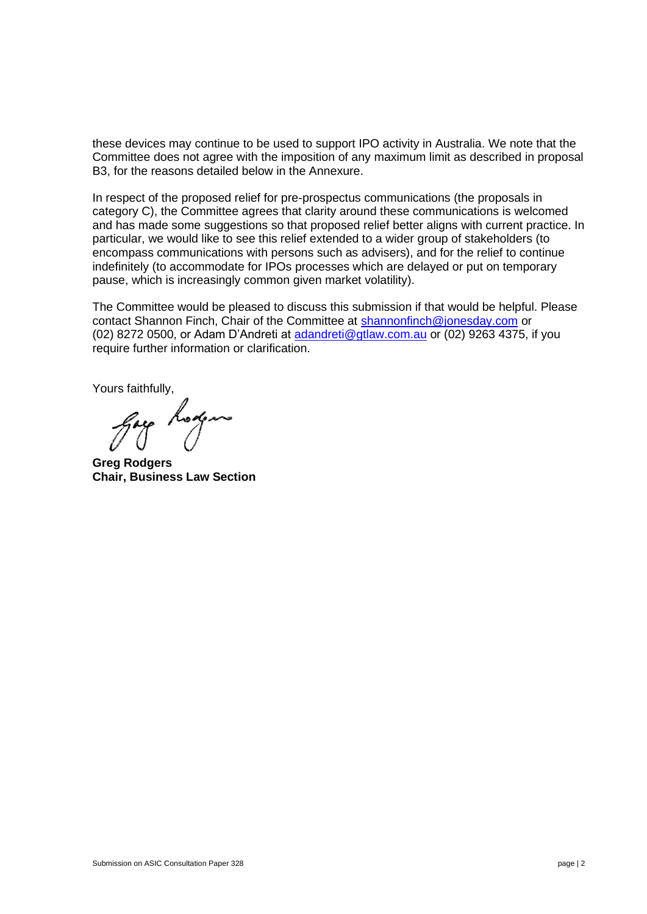these devices may continue to be used to support IPO activity in Australia. We note that the Committee does not agree with the imposition of any maximum limit as described in proposal B3, for the reasons detailed below in the Annexure.

In respect of the proposed relief for pre-prospectus communications (the proposals in category C), the Committee agrees that clarity around these communications is welcomed and has made some suggestions so that proposed relief better aligns with current practice. In particular, we would like to see this relief extended to a wider group of stakeholders (to encompass communications with persons such as advisers), and for the relief to continue indefinitely (to accommodate for IPOs processes which are delayed or put on temporary pause, which is increasingly common given market volatility).

The Committee would be pleased to discuss this submission if that would be helpful. Please contact Shannon Finch, Chair of the Committee at shannonfinch@jonesday.com or (02) 8272 0500, or Adam D'Andreti at adandreti@gtlaw.com.au or (02) 9263 4375, if you require further information or clarification.

Yours faithfully,

**Greg Rodgers**
**Chair, Business Law Section**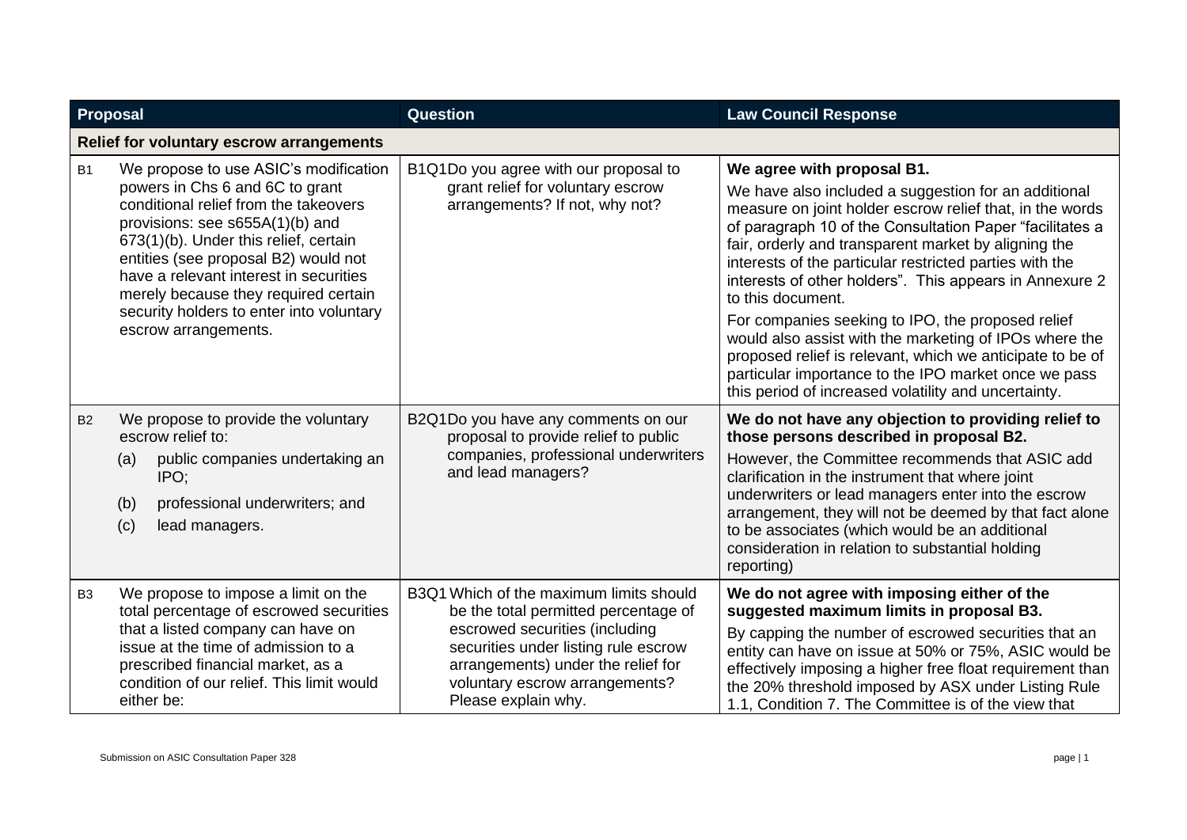| Proposal | Question | Law Council Response |
|---|---|---|
| **Relief for voluntary escrow arrangements** | | |
| B1 We propose to use ASIC's modification powers in Chs 6 and 6C to grant conditional relief from the takeovers provisions: see s655A(1)(b) and 673(1)(b). Under this relief, certain entities (see proposal B2) would not have a relevant interest in securities merely because they required certain security holders to enter into voluntary escrow arrangements. | B1Q1 Do you agree with our proposal to grant relief for voluntary escrow arrangements? If not, why not? | **We agree with proposal B1.**<br><br>We have also included a suggestion for an additional measure on joint holder escrow relief that, in the words of paragraph 10 of the Consultation Paper "facilitates a fair, orderly and transparent market by aligning the interests of the particular restricted parties with the interests of other holders". This appears in Annexure 2 to this document.<br><br>For companies seeking to IPO, the proposed relief would also assist with the marketing of IPOs where the proposed relief is relevant, which we anticipate to be of particular importance to the IPO market once we pass this period of increased volatility and uncertainty. |
| B2 We propose to provide the voluntary escrow relief to:<br>(a) public companies undertaking an IPO;<br>(b) professional underwriters; and<br>(c) lead managers. | B2Q1 Do you have any comments on our proposal to provide relief to public companies, professional underwriters and lead managers? | **We do not have any objection to providing relief to those persons described in proposal B2.**<br><br>However, the Committee recommends that ASIC add clarification in the instrument that where joint underwriters or lead managers enter into the escrow arrangement, they will not be deemed by that fact alone to be associates (which would be an additional consideration in relation to substantial holding reporting) |
| B3 We propose to impose a limit on the total percentage of escrowed securities that a listed company can have on issue at the time of admission to a prescribed financial market, as a condition of our relief. This limit would either be: | B3Q1 Which of the maximum limits should be the total permitted percentage of escrowed securities (including securities under listing rule escrow arrangements) under the relief for voluntary escrow arrangements? Please explain why. | **We do not agree with imposing either of the suggested maximum limits in proposal B3.**<br><br>By capping the number of escrowed securities that an entity can have on issue at 50% or 75%, ASIC would be effectively imposing a higher free float requirement than the 20% threshold imposed by ASX under Listing Rule 1.1, Condition 7. The Committee is of the view that |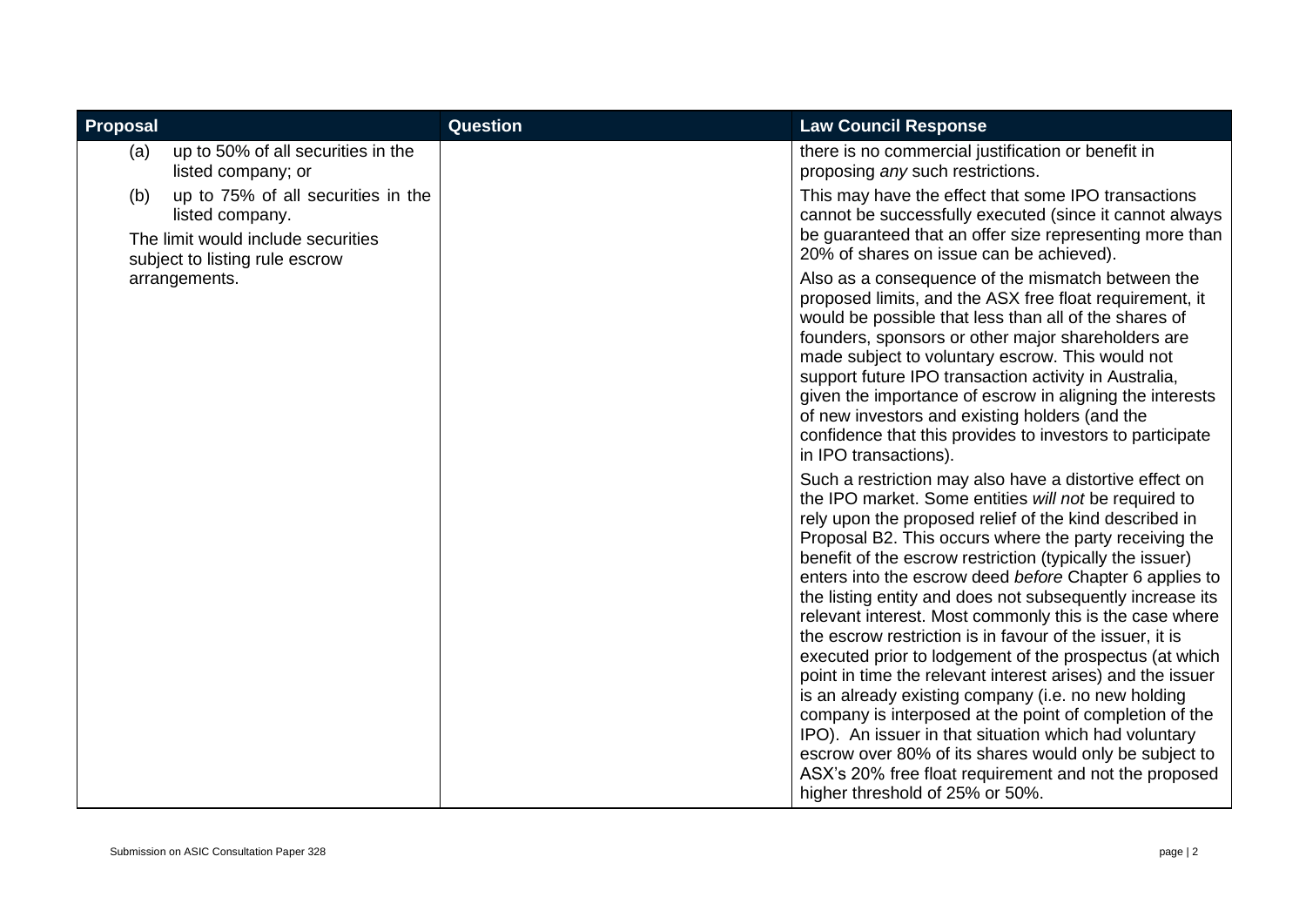| Proposal | Question | Law Council Response |
|---|---|---|
| (a) up to 50% of all securities in the listed company; or<br><br>(b) up to 75% of all securities in the listed company.<br><br>The limit would include securities subject to listing rule escrow arrangements. | | there is no commercial justification or benefit in proposing *any* such restrictions.<br><br>This may have the effect that some IPO transactions cannot be successfully executed (since it cannot always be guaranteed that an offer size representing more than 20% of shares on issue can be achieved).<br><br>Also as a consequence of the mismatch between the proposed limits, and the ASX free float requirement, it would be possible that less than all of the shares of founders, sponsors or other major shareholders are made subject to voluntary escrow. This would not support future IPO transaction activity in Australia, given the importance of escrow in aligning the interests of new investors and existing holders (and the confidence that this provides to investors to participate in IPO transactions).<br><br>Such a restriction may also have a distortive effect on the IPO market. Some entities *will not* be required to rely upon the proposed relief of the kind described in Proposal B2. This occurs where the party receiving the benefit of the escrow restriction (typically the issuer) enters into the escrow deed *before* Chapter 6 applies to the listing entity and does not subsequently increase its relevant interest. Most commonly this is the case where the escrow restriction is in favour of the issuer, it is executed prior to lodgement of the prospectus (at which point in time the relevant interest arises) and the issuer is an already existing company (i.e. no new holding company is interposed at the point of completion of the IPO). An issuer in that situation which had voluntary escrow over 80% of its shares would only be subject to ASX's 20% free float requirement and not the proposed higher threshold of 25% or 50%. |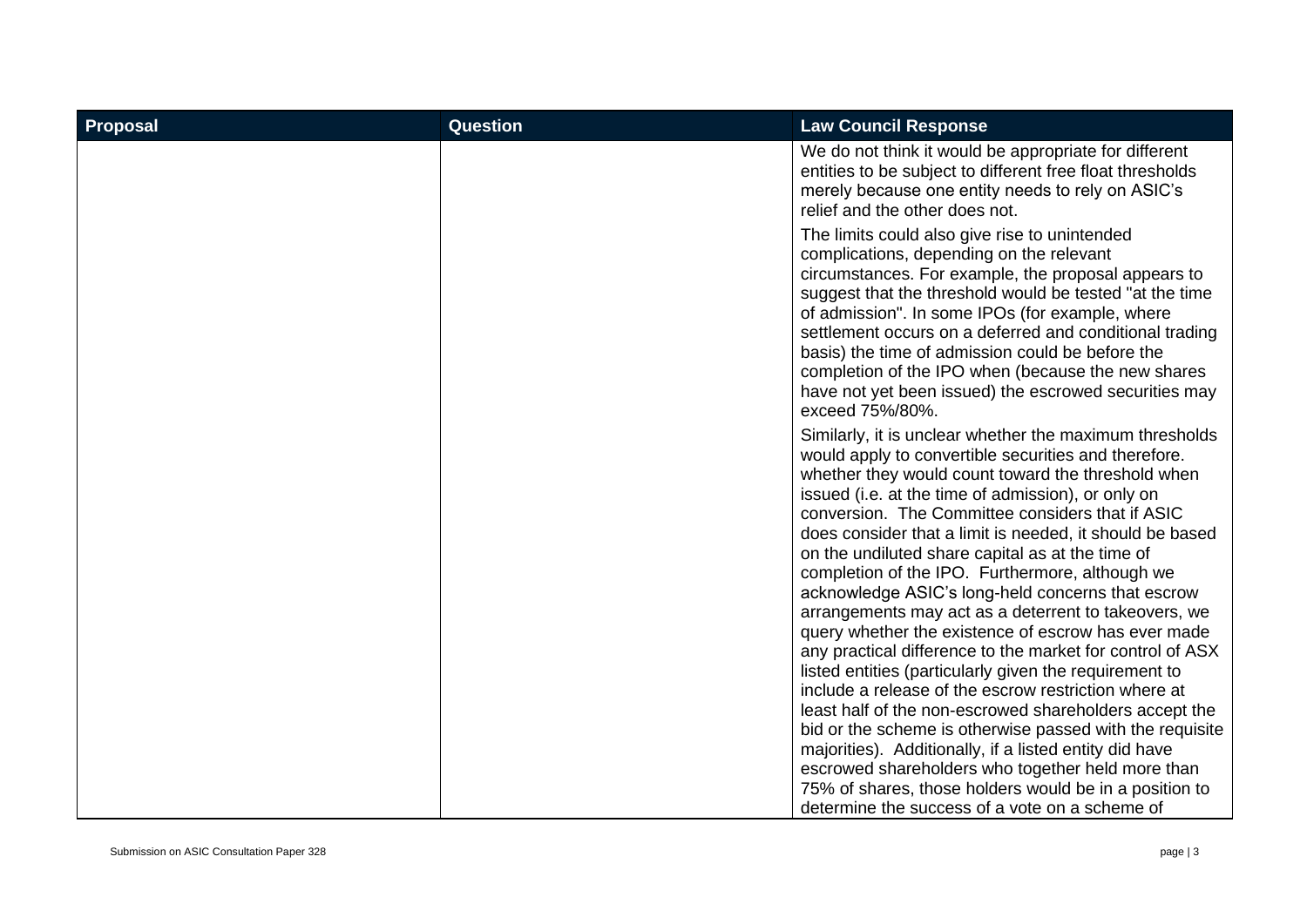| Proposal | Question | Law Council Response |
| --- | --- | --- |
| | | We do not think it would be appropriate for different entities to be subject to different free float thresholds merely because one entity needs to rely on ASIC's relief and the other does not.<br><br>The limits could also give rise to unintended complications, depending on the relevant circumstances. For example, the proposal appears to suggest that the threshold would be tested "at the time of admission". In some IPOs (for example, where settlement occurs on a deferred and conditional trading basis) the time of admission could be before the completion of the IPO when (because the new shares have not yet been issued) the escrowed securities may exceed 75%/80%.<br><br>Similarly, it is unclear whether the maximum thresholds would apply to convertible securities and therefore. whether they would count toward the threshold when issued (i.e. at the time of admission), or only on conversion. The Committee considers that if ASIC does consider that a limit is needed, it should be based on the undiluted share capital as at the time of completion of the IPO. Furthermore, although we acknowledge ASIC's long-held concerns that escrow arrangements may act as a deterrent to takeovers, we query whether the existence of escrow has ever made any practical difference to the market for control of ASX listed entities (particularly given the requirement to include a release of the escrow restriction where at least half of the non-escrowed shareholders accept the bid or the scheme is otherwise passed with the requisite majorities). Additionally, if a listed entity did have escrowed shareholders who together held more than 75% of shares, those holders would be in a position to determine the success of a vote on a scheme of |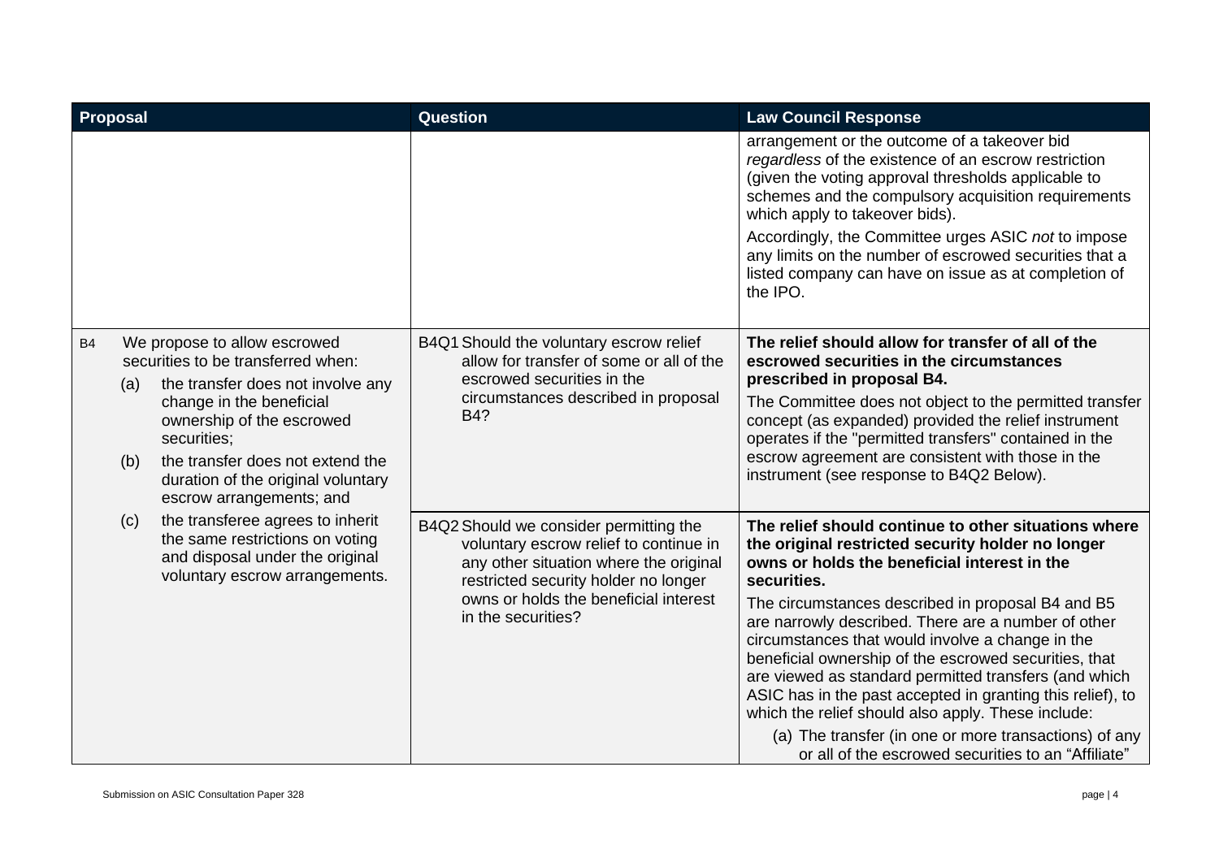| Proposal | Question | Law Council Response |
| --- | --- | --- |
| | | arrangement or the outcome of a takeover bid *regardless* of the existence of an escrow restriction (given the voting approval thresholds applicable to schemes and the compulsory acquisition requirements which apply to takeover bids).<br><br>Accordingly, the Committee urges ASIC *not* to impose any limits on the number of escrowed securities that a listed company can have on issue as at completion of the IPO. |
| B4 We propose to allow escrowed securities to be transferred when:<br>(a) the transfer does not involve any change in the beneficial ownership of the escrowed securities;<br>(b) the transfer does not extend the duration of the original voluntary escrow arrangements; and<br>(c) the transferee agrees to inherit the same restrictions on voting and disposal under the original voluntary escrow arrangements. | B4Q1 Should the voluntary escrow relief allow for transfer of some or all of the escrowed securities in the circumstances described in proposal B4? | **The relief should allow for transfer of all of the escrowed securities in the circumstances prescribed in proposal B4.**<br><br>The Committee does not object to the permitted transfer concept (as expanded) provided the relief instrument operates if the "permitted transfers" contained in the escrow agreement are consistent with those in the instrument (see response to B4Q2 Below). |
| | B4Q2 Should we consider permitting the voluntary escrow relief to continue in any other situation where the original restricted security holder no longer owns or holds the beneficial interest in the securities? | **The relief should continue to other situations where the original restricted security holder no longer owns or holds the beneficial interest in the securities.**<br><br>The circumstances described in proposal B4 and B5 are narrowly described. There are a number of other circumstances that would involve a change in the beneficial ownership of the escrowed securities, that are viewed as standard permitted transfers (and which ASIC has in the past accepted in granting this relief), to which the relief should also apply. These include:<br><br>(a) The transfer (in one or more transactions) of any or all of the escrowed securities to an "Affiliate" |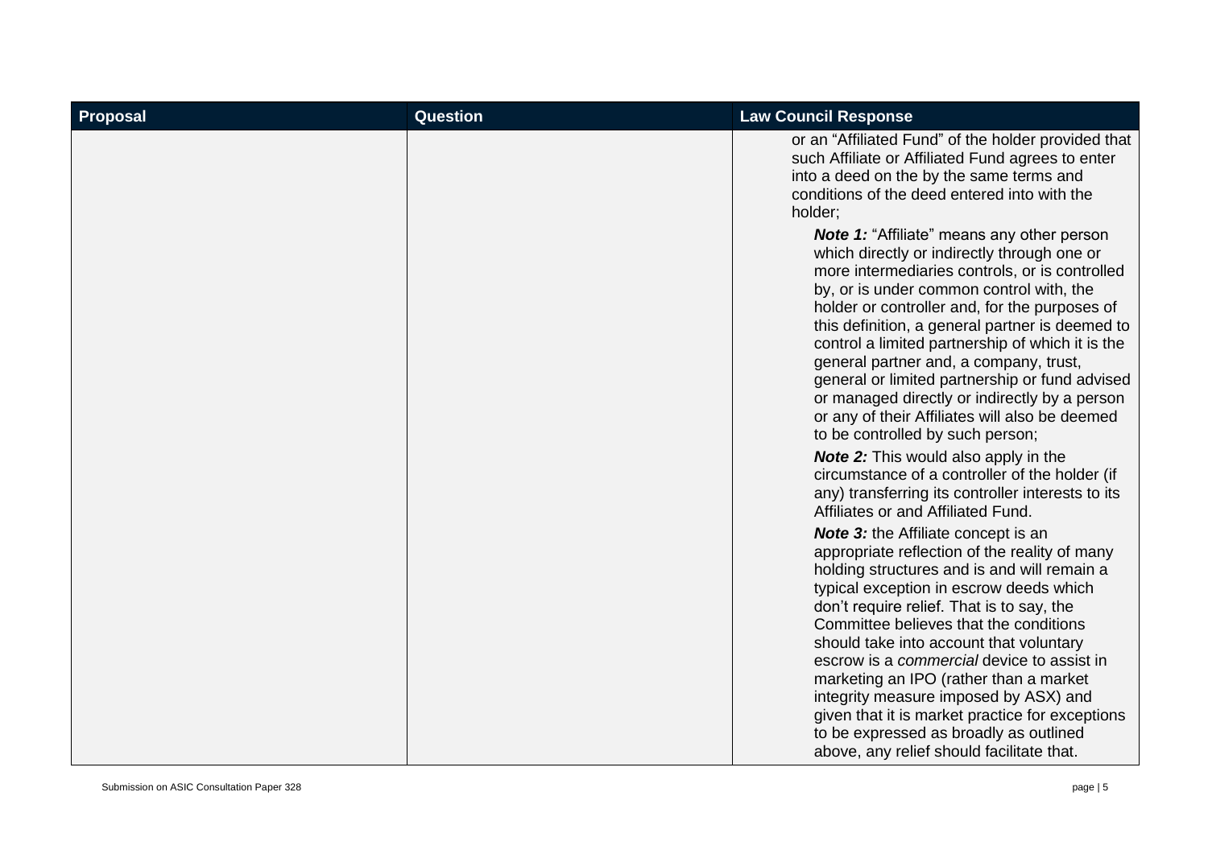| Proposal | Question | Law Council Response |
| --- | --- | --- |
| | | or an "Affiliated Fund" of the holder provided that such Affiliate or Affiliated Fund agrees to enter into a deed on the by the same terms and conditions of the deed entered into with the holder;<br><br>***Note 1:*** "Affiliate" means any other person which directly or indirectly through one or more intermediaries controls, or is controlled by, or is under common control with, the holder or controller and, for the purposes of this definition, a general partner is deemed to control a limited partnership of which it is the general partner and, a company, trust, general or limited partnership or fund advised or managed directly or indirectly by a person or any of their Affiliates will also be deemed to be controlled by such person;<br><br>***Note 2:*** This would also apply in the circumstance of a controller of the holder (if any) transferring its controller interests to its Affiliates or and Affiliated Fund.<br><br>***Note 3:*** the Affiliate concept is an appropriate reflection of the reality of many holding structures and is and will remain a typical exception in escrow deeds which don't require relief. That is to say, the Committee believes that the conditions should take into account that voluntary escrow is a *commercial* device to assist in marketing an IPO (rather than a market integrity measure imposed by ASX) and given that it is market practice for exceptions to be expressed as broadly as outlined above, any relief should facilitate that. |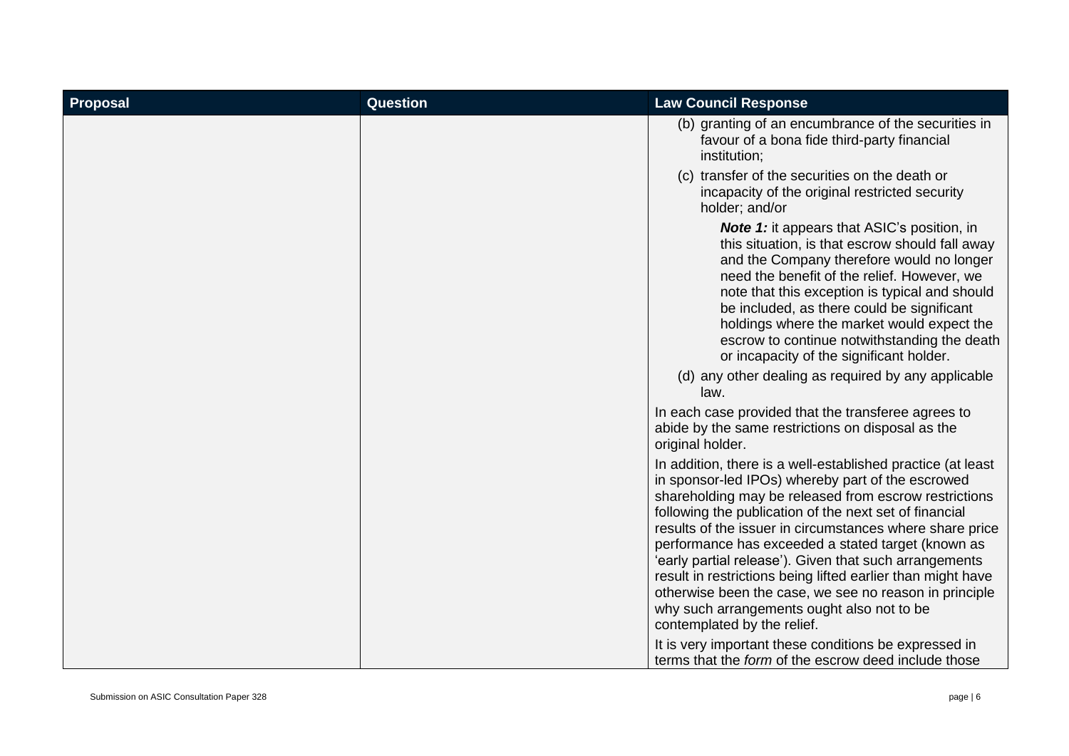| Proposal | Question | Law Council Response |
|---|---|---|
| | | (b) granting of an encumbrance of the securities in favour of a bona fide third-party financial institution;<br><br>(c) transfer of the securities on the death or incapacity of the original restricted security holder; and/or<br><br>***Note 1:*** it appears that ASIC's position, in this situation, is that escrow should fall away and the Company therefore would no longer need the benefit of the relief. However, we note that this exception is typical and should be included, as there could be significant holdings where the market would expect the escrow to continue notwithstanding the death or incapacity of the significant holder.<br><br>(d) any other dealing as required by any applicable law.<br><br>In each case provided that the transferee agrees to abide by the same restrictions on disposal as the original holder.<br><br>In addition, there is a well-established practice (at least in sponsor-led IPOs) whereby part of the escrowed shareholding may be released from escrow restrictions following the publication of the next set of financial results of the issuer in circumstances where share price performance has exceeded a stated target (known as 'early partial release'). Given that such arrangements result in restrictions being lifted earlier than might have otherwise been the case, we see no reason in principle why such arrangements ought also not to be contemplated by the relief.<br><br>It is very important these conditions be expressed in terms that the *form* of the escrow deed include those |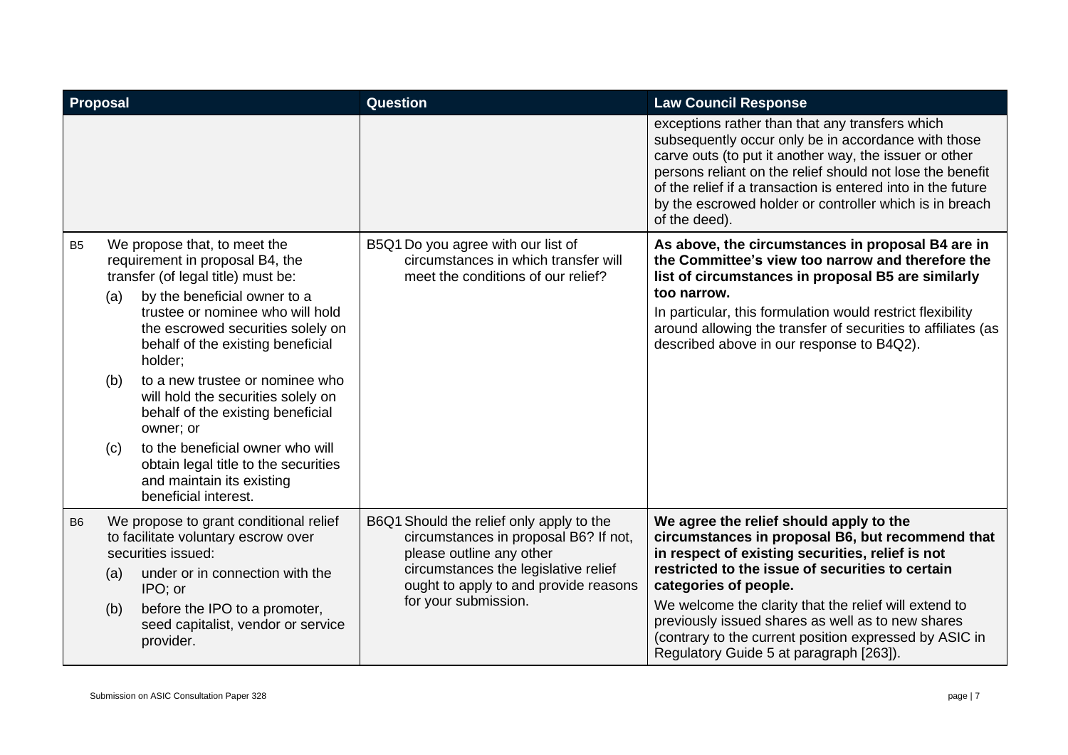| Proposal | Question | Law Council Response |
|---|---|---|
| | | exceptions rather than that any transfers which subsequently occur only be in accordance with those carve outs (to put it another way, the issuer or other persons reliant on the relief should not lose the benefit of the relief if a transaction is entered into in the future by the escrowed holder or controller which is in breach of the deed). |
| B5 We propose that, to meet the requirement in proposal B4, the transfer (of legal title) must be: (a) by the beneficial owner to a trustee or nominee who will hold the escrowed securities solely on behalf of the existing beneficial holder; (b) to a new trustee or nominee who will hold the securities solely on behalf of the existing beneficial owner; or (c) to the beneficial owner who will obtain legal title to the securities and maintain its existing beneficial interest. | B5Q1 Do you agree with our list of circumstances in which transfer will meet the conditions of our relief? | **As above, the circumstances in proposal B4 are in the Committee's view too narrow and therefore the list of circumstances in proposal B5 are similarly too narrow.** In particular, this formulation would restrict flexibility around allowing the transfer of securities to affiliates (as described above in our response to B4Q2). |
| B6 We propose to grant conditional relief to facilitate voluntary escrow over securities issued: (a) under or in connection with the IPO; or (b) before the IPO to a promoter, seed capitalist, vendor or service provider. | B6Q1 Should the relief only apply to the circumstances in proposal B6? If not, please outline any other circumstances the legislative relief ought to apply to and provide reasons for your submission. | **We agree the relief should apply to the circumstances in proposal B6, but recommend that in respect of existing securities, relief is not restricted to the issue of securities to certain categories of people.** We welcome the clarity that the relief will extend to previously issued shares as well as to new shares (contrary to the current position expressed by ASIC in Regulatory Guide 5 at paragraph [263]). |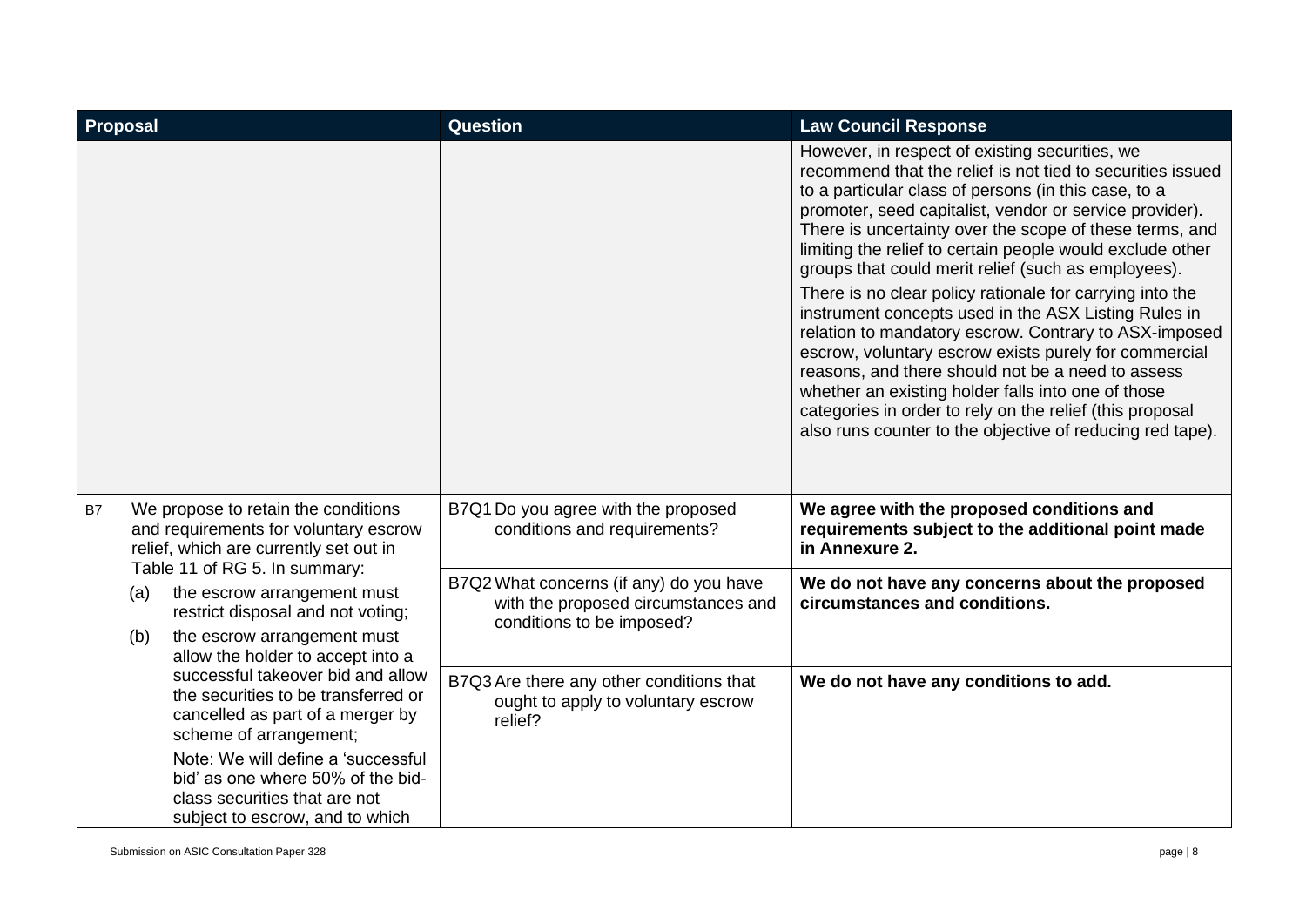| Proposal | Question | Law Council Response |
|---|---|---|
| | | However, in respect of existing securities, we recommend that the relief is not tied to securities issued to a particular class of persons (in this case, to a promoter, seed capitalist, vendor or service provider). There is uncertainty over the scope of these terms, and limiting the relief to certain people would exclude other groups that could merit relief (such as employees).<br><br>There is no clear policy rationale for carrying into the instrument concepts used in the ASX Listing Rules in relation to mandatory escrow. Contrary to ASX-imposed escrow, voluntary escrow exists purely for commercial reasons, and there should not be a need to assess whether an existing holder falls into one of those categories in order to rely on the relief (this proposal also runs counter to the objective of reducing red tape). |
| B7 We propose to retain the conditions and requirements for voluntary escrow relief, which are currently set out in Table 11 of RG 5. In summary:<br>(a) the escrow arrangement must restrict disposal and not voting;<br>(b) the escrow arrangement must allow the holder to accept into a successful takeover bid and allow the securities to be transferred or cancelled as part of a merger by scheme of arrangement;<br>Note: We will define a 'successful bid' as one where 50% of the bid-class securities that are not subject to escrow, and to which | B7Q1 Do you agree with the proposed conditions and requirements? | **We agree with the proposed conditions and requirements subject to the additional point made in Annexure 2.** |
| | B7Q2 What concerns (if any) do you have with the proposed circumstances and conditions to be imposed? | **We do not have any concerns about the proposed circumstances and conditions.** |
| | B7Q3 Are there any other conditions that ought to apply to voluntary escrow relief? | **We do not have any conditions to add.** |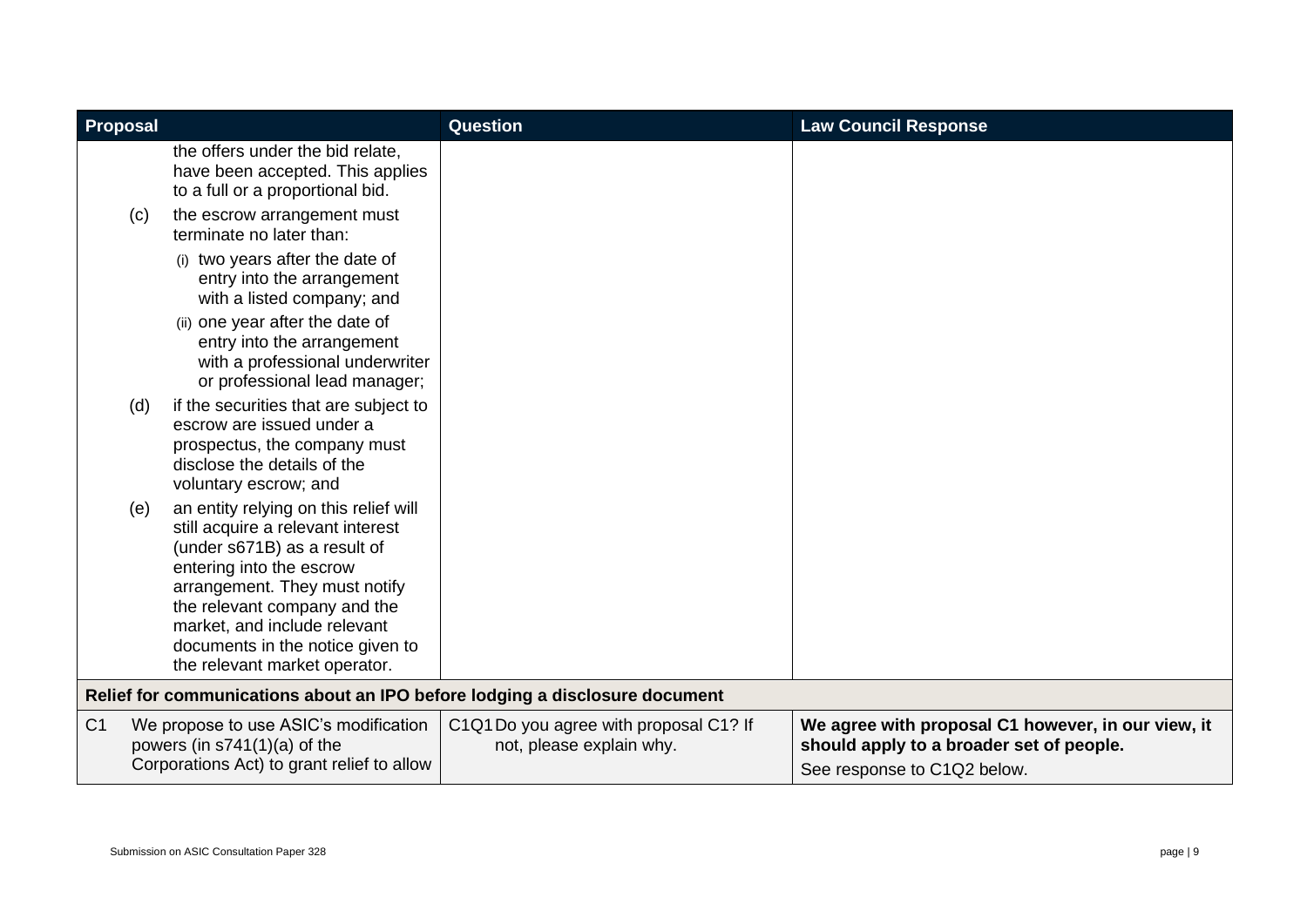| Proposal | Question | Law Council Response |
|---|---|---|
| the offers under the bid relate, have been accepted. This applies to a full or a proportional bid.<br>(c) the escrow arrangement must terminate no later than:<br>(i) two years after the date of entry into the arrangement with a listed company; and<br>(ii) one year after the date of entry into the arrangement with a professional underwriter or professional lead manager;<br>(d) if the securities that are subject to escrow are issued under a prospectus, the company must disclose the details of the voluntary escrow; and<br>(e) an entity relying on this relief will still acquire a relevant interest (under s671B) as a result of entering into the escrow arrangement. They must notify the relevant company and the market, and include relevant documents in the notice given to the relevant market operator. | | |
| **Relief for communications about an IPO before lodging a disclosure document** | | |
| C1 We propose to use ASIC's modification powers (in s741(1)(a) of the Corporations Act) to grant relief to allow | C1Q1 Do you agree with proposal C1? If not, please explain why. | **We agree with proposal C1 however, in our view, it should apply to a broader set of people.**<br>See response to C1Q2 below. |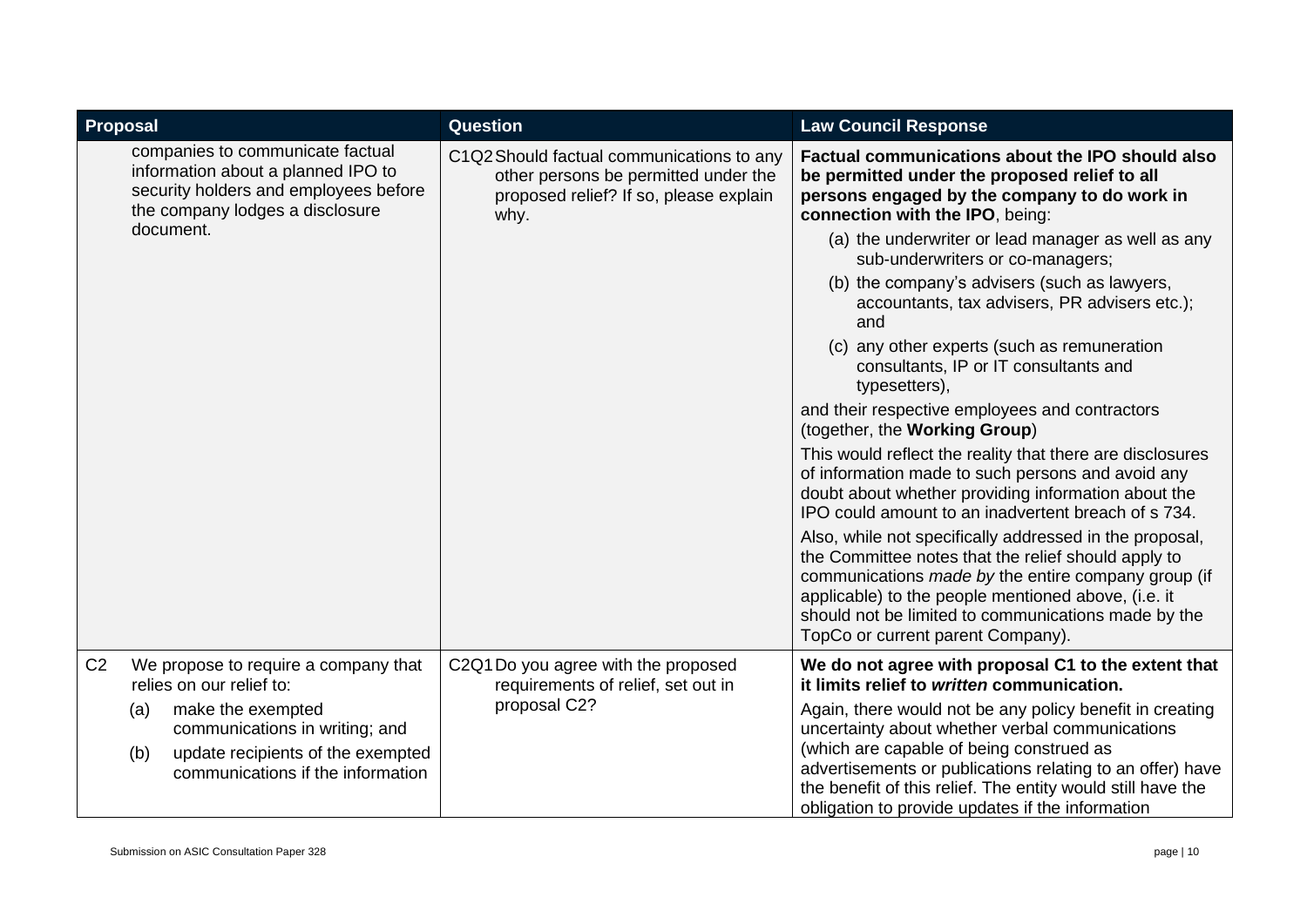| Proposal | Question | Law Council Response |
|---|---|---|
| companies to communicate factual information about a planned IPO to security holders and employees before the company lodges a disclosure document. | C1Q2 Should factual communications to any other persons be permitted under the proposed relief? If so, please explain why. | **Factual communications about the IPO should also be permitted under the proposed relief to all persons engaged by the company to do work in connection with the IPO**, being:<br>(a) the underwriter or lead manager as well as any sub-underwriters or co-managers;<br>(b) the company's advisers (such as lawyers, accountants, tax advisers, PR advisers etc.); and<br>(c) any other experts (such as remuneration consultants, IP or IT consultants and typesetters),<br>and their respective employees and contractors (together, the **Working Group**)<br>This would reflect the reality that there are disclosures of information made to such persons and avoid any doubt about whether providing information about the IPO could amount to an inadvertent breach of s 734.<br>Also, while not specifically addressed in the proposal, the Committee notes that the relief should apply to communications *made by* the entire company group (if applicable) to the people mentioned above, (i.e. it should not be limited to communications made by the TopCo or current parent Company). |
| C2 We propose to require a company that relies on our relief to:<br>(a) make the exempted communications in writing; and<br>(b) update recipients of the exempted communications if the information | C2Q1 Do you agree with the proposed requirements of relief, set out in proposal C2? | **We do not agree with proposal C1 to the extent that it limits relief to *written* communication.**<br>Again, there would not be any policy benefit in creating uncertainty about whether verbal communications (which are capable of being construed as advertisements or publications relating to an offer) have the benefit of this relief. The entity would still have the obligation to provide updates if the information |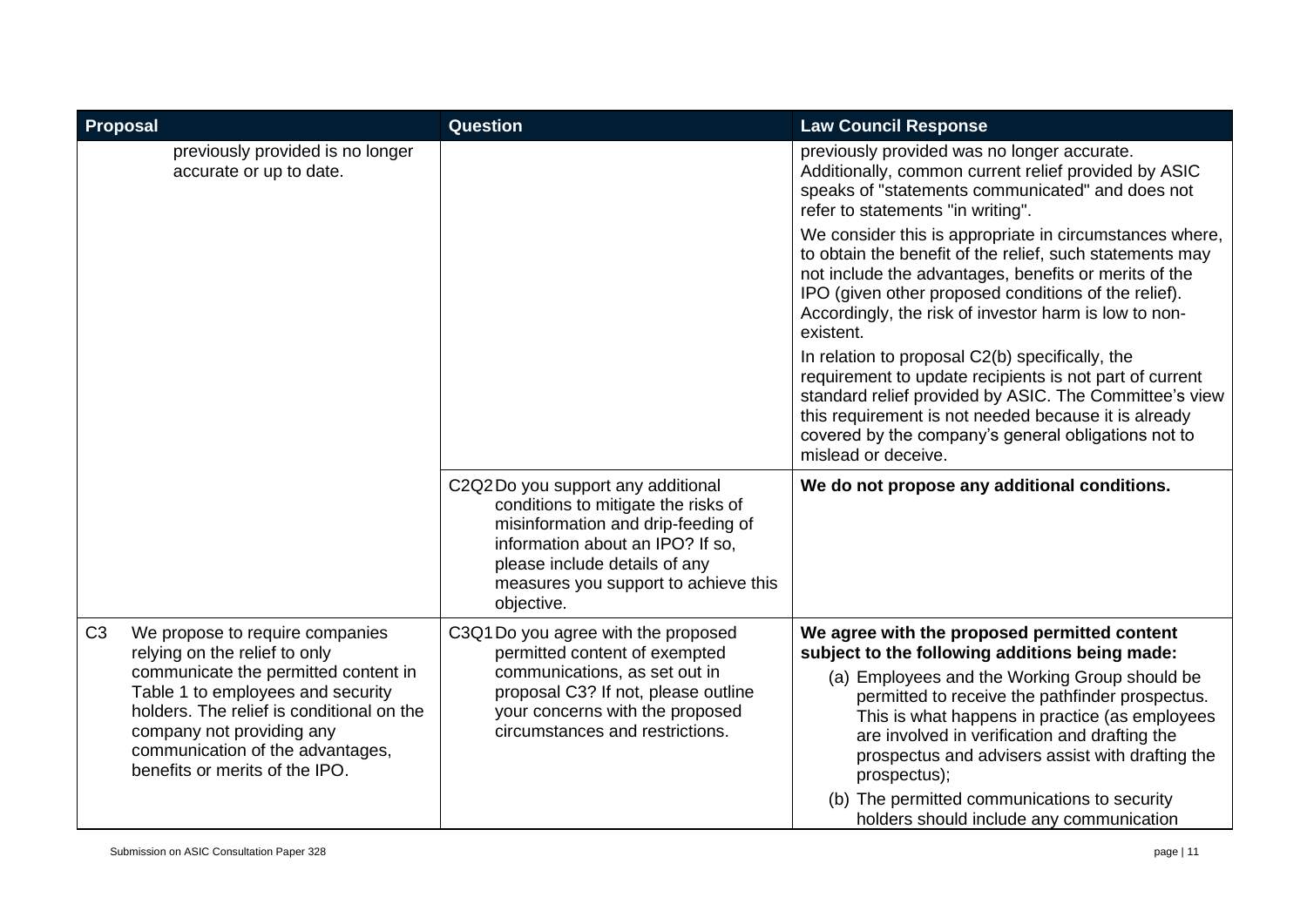| Proposal | Question | Law Council Response |
| --- | --- | --- |
| previously provided is no longer accurate or up to date. | | previously provided was no longer accurate. Additionally, common current relief provided by ASIC speaks of "statements communicated" and does not refer to statements "in writing".<br><br>We consider this is appropriate in circumstances where, to obtain the benefit of the relief, such statements may not include the advantages, benefits or merits of the IPO (given other proposed conditions of the relief). Accordingly, the risk of investor harm is low to non-existent.<br><br>In relation to proposal C2(b) specifically, the requirement to update recipients is not part of current standard relief provided by ASIC. The Committee's view this requirement is not needed because it is already covered by the company's general obligations not to mislead or deceive. |
| | C2Q2 Do you support any additional conditions to mitigate the risks of misinformation and drip-feeding of information about an IPO? If so, please include details of any measures you support to achieve this objective. | **We do not propose any additional conditions.** |
| C3 We propose to require companies relying on the relief to only communicate the permitted content in Table 1 to employees and security holders. The relief is conditional on the company not providing any communication of the advantages, benefits or merits of the IPO. | C3Q1 Do you agree with the proposed permitted content of exempted communications, as set out in proposal C3? If not, please outline your concerns with the proposed circumstances and restrictions. | **We agree with the proposed permitted content subject to the following additions being made:**<br><br>(a) Employees and the Working Group should be permitted to receive the pathfinder prospectus. This is what happens in practice (as employees are involved in verification and drafting the prospectus and advisers assist with drafting the prospectus);<br><br>(b) The permitted communications to security holders should include any communication |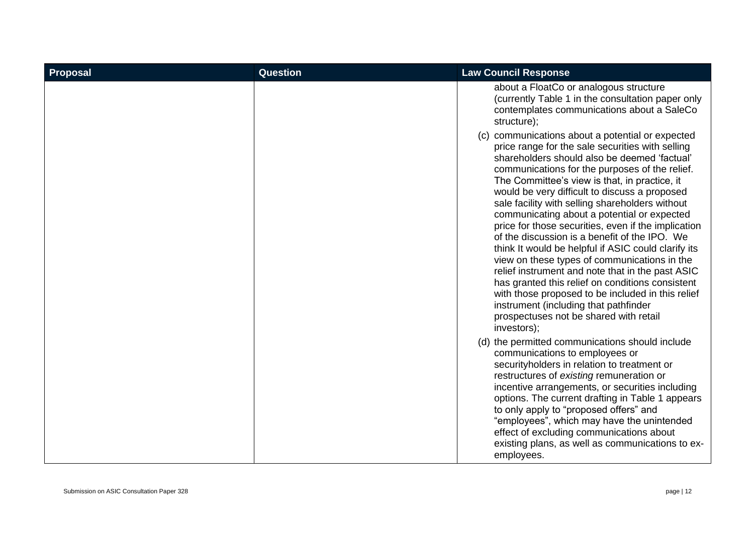| Proposal | Question | Law Council Response |
| --- | --- | --- |
| | | about a FloatCo or analogous structure (currently Table 1 in the consultation paper only contemplates communications about a SaleCo structure);<br><br>(c) communications about a potential or expected price range for the sale securities with selling shareholders should also be deemed 'factual' communications for the purposes of the relief. The Committee's view is that, in practice, it would be very difficult to discuss a proposed sale facility with selling shareholders without communicating about a potential or expected price for those securities, even if the implication of the discussion is a benefit of the IPO. We think It would be helpful if ASIC could clarify its view on these types of communications in the relief instrument and note that in the past ASIC has granted this relief on conditions consistent with those proposed to be included in this relief instrument (including that pathfinder prospectuses not be shared with retail investors);<br><br>(d) the permitted communications should include communications to employees or securityholders in relation to treatment or restructures of *existing* remuneration or incentive arrangements, or securities including options. The current drafting in Table 1 appears to only apply to "proposed offers" and "employees", which may have the unintended effect of excluding communications about existing plans, as well as communications to ex-employees. |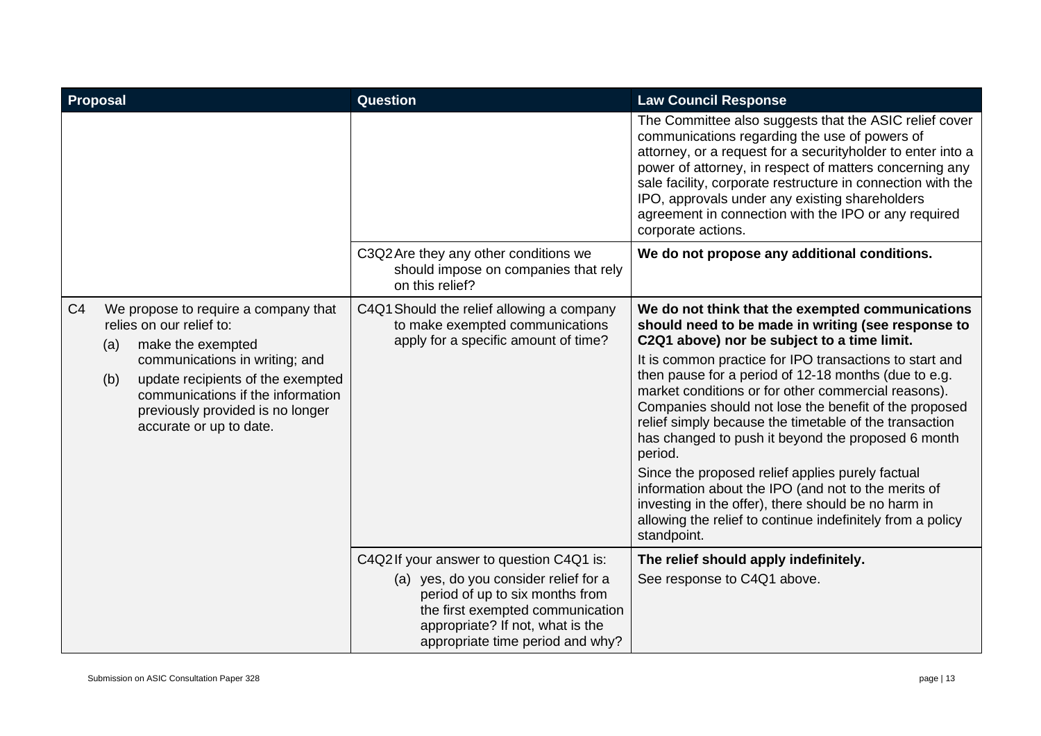| Proposal | Question | Law Council Response |
|---|---|---|
| | | The Committee also suggests that the ASIC relief cover communications regarding the use of powers of attorney, or a request for a securityholder to enter into a power of attorney, in respect of matters concerning any sale facility, corporate restructure in connection with the IPO, approvals under any existing shareholders agreement in connection with the IPO or any required corporate actions. |
| | C3Q2 Are they any other conditions we should impose on companies that rely on this relief? | **We do not propose any additional conditions.** |
| C4 We propose to require a company that relies on our relief to:<br>(a) make the exempted communications in writing; and<br>(b) update recipients of the exempted communications if the information previously provided is no longer accurate or up to date. | C4Q1 Should the relief allowing a company to make exempted communications apply for a specific amount of time? | **We do not think that the exempted communications should need to be made in writing (see response to C2Q1 above) nor be subject to a time limit.**<br><br>It is common practice for IPO transactions to start and then pause for a period of 12-18 months (due to e.g. market conditions or for other commercial reasons). Companies should not lose the benefit of the proposed relief simply because the timetable of the transaction has changed to push it beyond the proposed 6 month period.<br><br>Since the proposed relief applies purely factual information about the IPO (and not to the merits of investing in the offer), there should be no harm in allowing the relief to continue indefinitely from a policy standpoint. |
| | C4Q2 If your answer to question C4Q1 is:<br>(a) yes, do you consider relief for a period of up to six months from the first exempted communication appropriate? If not, what is the appropriate time period and why? | **The relief should apply indefinitely.**<br><br>See response to C4Q1 above. |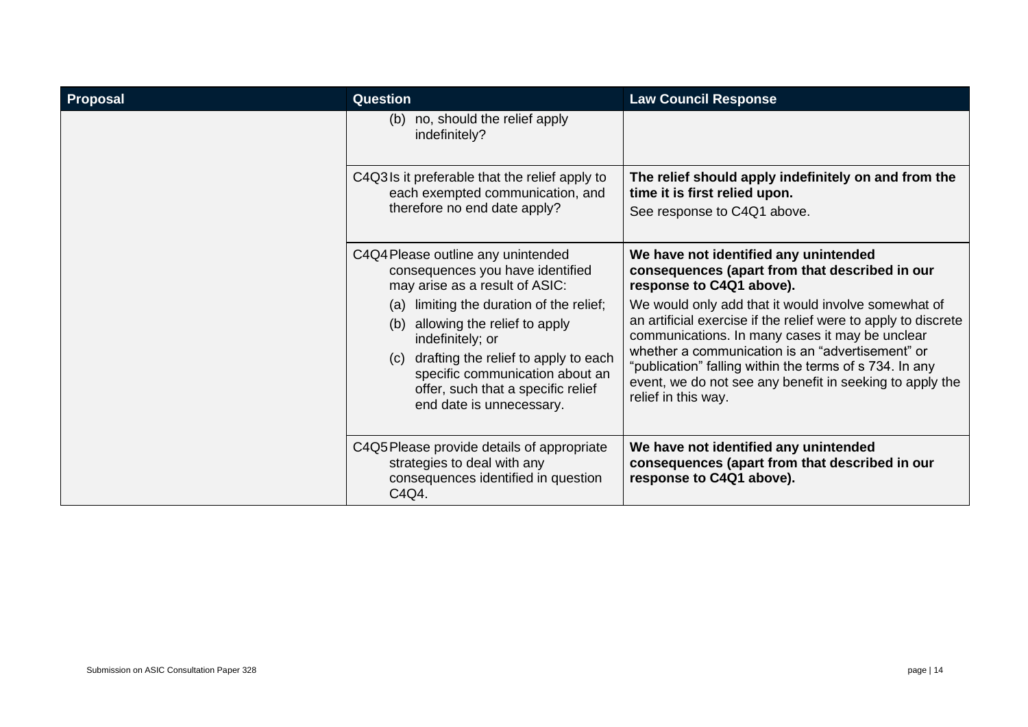| Proposal | Question | Law Council Response |
|---|---|---|
| | (b) no, should the relief apply indefinitely? | |
| | C4Q3 Is it preferable that the relief apply to each exempted communication, and therefore no end date apply? | **The relief should apply indefinitely on and from the time it is first relied upon.**<br>See response to C4Q1 above. |
| | C4Q4 Please outline any unintended consequences you have identified may arise as a result of ASIC:<br>(a) limiting the duration of the relief;<br>(b) allowing the relief to apply indefinitely; or<br>(c) drafting the relief to apply to each specific communication about an offer, such that a specific relief end date is unnecessary. | **We have not identified any unintended consequences (apart from that described in our response to C4Q1 above).**<br>We would only add that it would involve somewhat of an artificial exercise if the relief were to apply to discrete communications. In many cases it may be unclear whether a communication is an "advertisement" or "publication" falling within the terms of s 734. In any event, we do not see any benefit in seeking to apply the relief in this way. |
| | C4Q5 Please provide details of appropriate strategies to deal with any consequences identified in question C4Q4. | **We have not identified any unintended consequences (apart from that described in our response to C4Q1 above).** |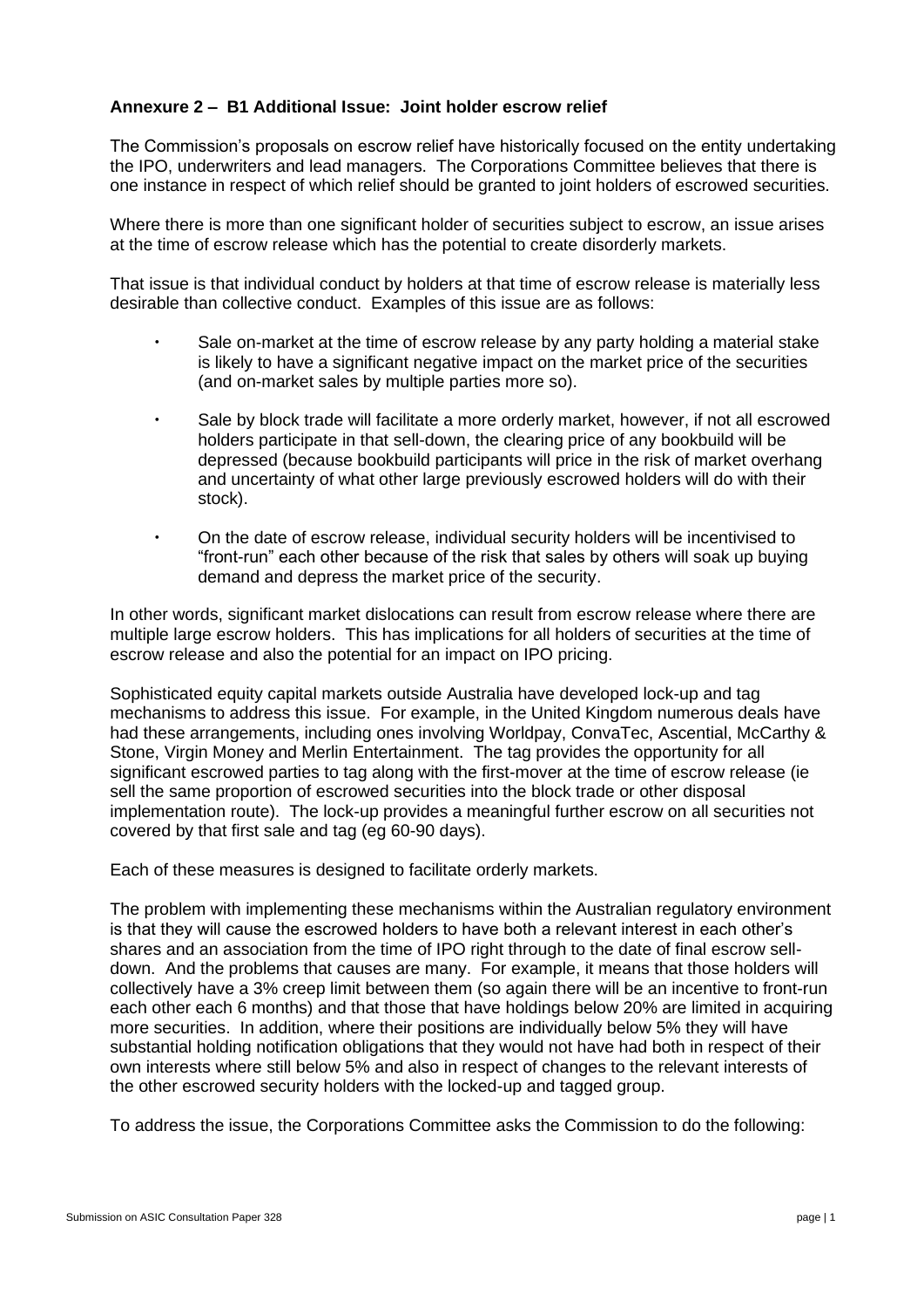**Annexure 2 – B1 Additional Issue: Joint holder escrow relief**

The Commission's proposals on escrow relief have historically focused on the entity undertaking the IPO, underwriters and lead managers. The Corporations Committee believes that there is one instance in respect of which relief should be granted to joint holders of escrowed securities.

Where there is more than one significant holder of securities subject to escrow, an issue arises at the time of escrow release which has the potential to create disorderly markets.

That issue is that individual conduct by holders at that time of escrow release is materially less desirable than collective conduct. Examples of this issue are as follows:

- Sale on-market at the time of escrow release by any party holding a material stake is likely to have a significant negative impact on the market price of the securities (and on-market sales by multiple parties more so).
- Sale by block trade will facilitate a more orderly market, however, if not all escrowed holders participate in that sell-down, the clearing price of any bookbuild will be depressed (because bookbuild participants will price in the risk of market overhang and uncertainty of what other large previously escrowed holders will do with their stock).
- On the date of escrow release, individual security holders will be incentivised to "front-run" each other because of the risk that sales by others will soak up buying demand and depress the market price of the security.

In other words, significant market dislocations can result from escrow release where there are multiple large escrow holders. This has implications for all holders of securities at the time of escrow release and also the potential for an impact on IPO pricing.

Sophisticated equity capital markets outside Australia have developed lock-up and tag mechanisms to address this issue. For example, in the United Kingdom numerous deals have had these arrangements, including ones involving Worldpay, ConvaTec, Ascential, McCarthy & Stone, Virgin Money and Merlin Entertainment. The tag provides the opportunity for all significant escrowed parties to tag along with the first-mover at the time of escrow release (ie sell the same proportion of escrowed securities into the block trade or other disposal implementation route). The lock-up provides a meaningful further escrow on all securities not covered by that first sale and tag (eg 60-90 days).

Each of these measures is designed to facilitate orderly markets.

The problem with implementing these mechanisms within the Australian regulatory environment is that they will cause the escrowed holders to have both a relevant interest in each other's shares and an association from the time of IPO right through to the date of final escrow sell-down. And the problems that causes are many. For example, it means that those holders will collectively have a 3% creep limit between them (so again there will be an incentive to front-run each other each 6 months) and that those that have holdings below 20% are limited in acquiring more securities. In addition, where their positions are individually below 5% they will have substantial holding notification obligations that they would not have had both in respect of their own interests where still below 5% and also in respect of changes to the relevant interests of the other escrowed security holders with the locked-up and tagged group.

To address the issue, the Corporations Committee asks the Commission to do the following: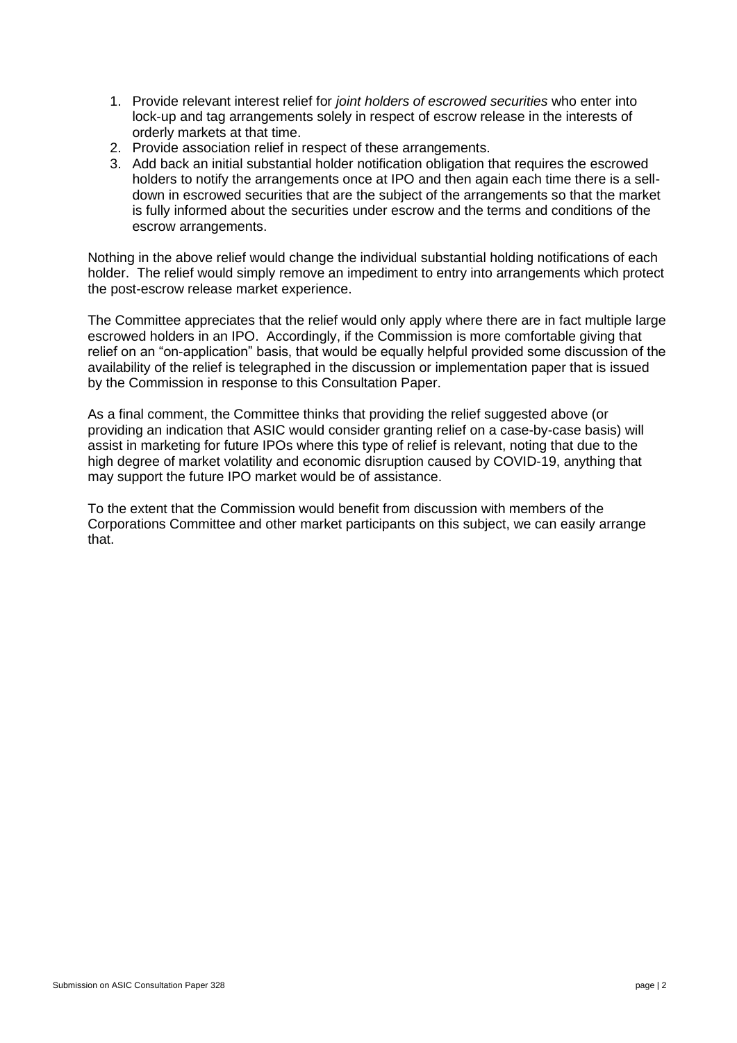1. Provide relevant interest relief for *joint holders of escrowed securities* who enter into lock-up and tag arrangements solely in respect of escrow release in the interests of orderly markets at that time.
2. Provide association relief in respect of these arrangements.
3. Add back an initial substantial holder notification obligation that requires the escrowed holders to notify the arrangements once at IPO and then again each time there is a sell-down in escrowed securities that are the subject of the arrangements so that the market is fully informed about the securities under escrow and the terms and conditions of the escrow arrangements.

Nothing in the above relief would change the individual substantial holding notifications of each holder. The relief would simply remove an impediment to entry into arrangements which protect the post-escrow release market experience.

The Committee appreciates that the relief would only apply where there are in fact multiple large escrowed holders in an IPO. Accordingly, if the Commission is more comfortable giving that relief on an "on-application" basis, that would be equally helpful provided some discussion of the availability of the relief is telegraphed in the discussion or implementation paper that is issued by the Commission in response to this Consultation Paper.

As a final comment, the Committee thinks that providing the relief suggested above (or providing an indication that ASIC would consider granting relief on a case-by-case basis) will assist in marketing for future IPOs where this type of relief is relevant, noting that due to the high degree of market volatility and economic disruption caused by COVID-19, anything that may support the future IPO market would be of assistance.

To the extent that the Commission would benefit from discussion with members of the Corporations Committee and other market participants on this subject, we can easily arrange that.